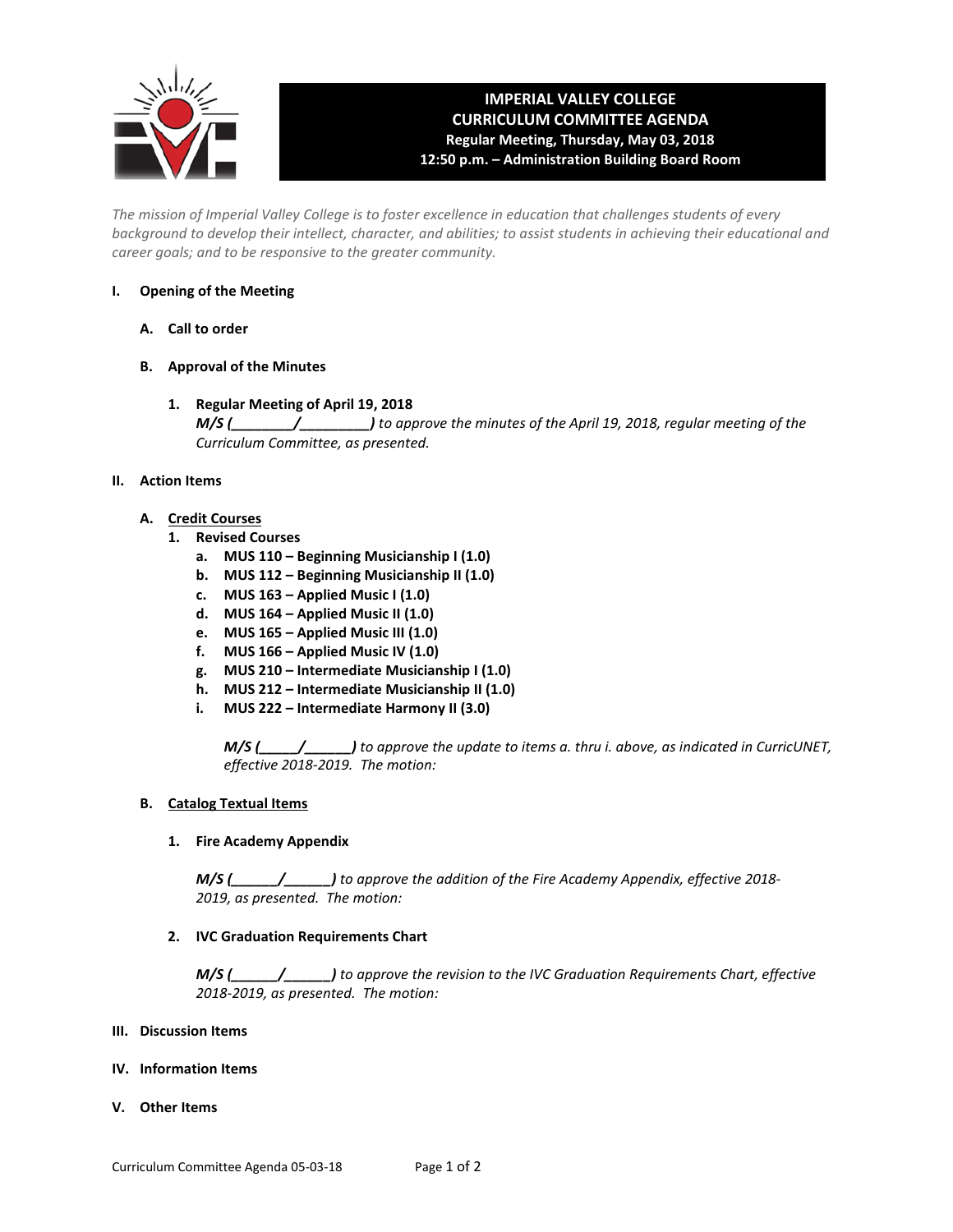# IMPERIAL VALLEY COLLEGE
## CURRICULUM COMMITTEE AGENDA
**Regular Meeting, Thursday, May 03, 2018**
**12:50 p.m. – Administration Building Board Room**

*The mission of Imperial Valley College is to foster excellence in education that challenges students of every background to develop their intellect, character, and abilities; to assist students in achieving their educational and career goals; and to be responsive to the greater community.*

**I. Opening of the Meeting**

**A. Call to order**

**B. Approval of the Minutes**

**1. Regular Meeting of April 19, 2018**
***M/S (________/_________)*** *to approve the minutes of the April 19, 2018, regular meeting of the Curriculum Committee, as presented.*

**II. Action Items**

**A. Credit Courses**

**1. Revised Courses**

- **a. MUS 110 – Beginning Musicianship I (1.0)**
- **b. MUS 112 – Beginning Musicianship II (1.0)**
- **c. MUS 163 – Applied Music I (1.0)**
- **d. MUS 164 – Applied Music II (1.0)**
- **e. MUS 165 – Applied Music III (1.0)**
- **f. MUS 166 – Applied Music IV (1.0)**
- **g. MUS 210 – Intermediate Musicianship I (1.0)**
- **h. MUS 212 – Intermediate Musicianship II (1.0)**
- **i. MUS 222 – Intermediate Harmony II (3.0)**

***M/S (_____/______)*** *to approve the update to items a. thru i. above, as indicated in CurricUNET, effective 2018-2019. The motion:*

**B. Catalog Textual Items**

**1. Fire Academy Appendix**

***M/S (______/______)*** *to approve the addition of the Fire Academy Appendix, effective 2018-2019, as presented. The motion:*

**2. IVC Graduation Requirements Chart**

***M/S (______/______)*** *to approve the revision to the IVC Graduation Requirements Chart, effective 2018-2019, as presented. The motion:*

**III. Discussion Items**

**IV. Information Items**

**V. Other Items**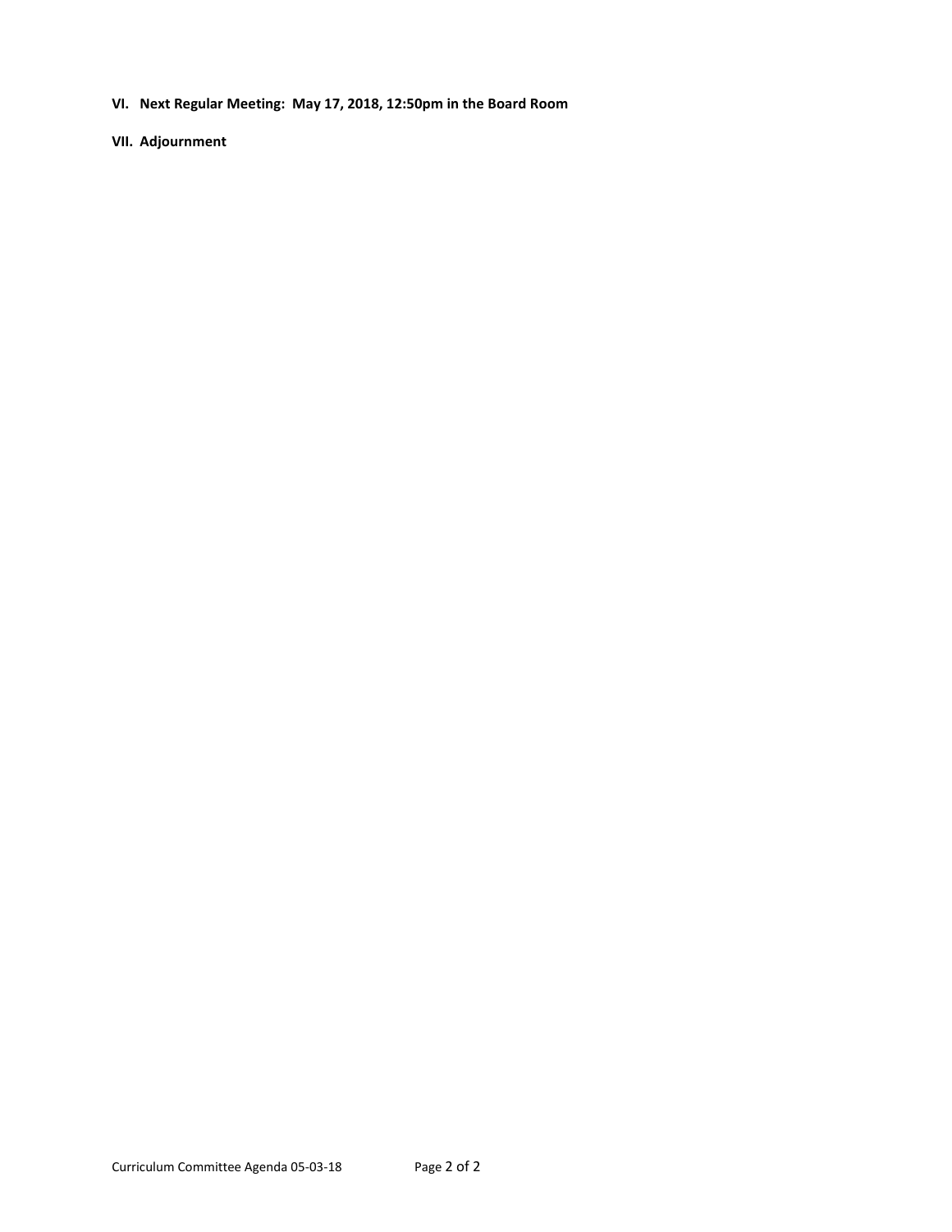**VI. Next Regular Meeting: May 17, 2018, 12:50pm in the Board Room**

**VII. Adjournment**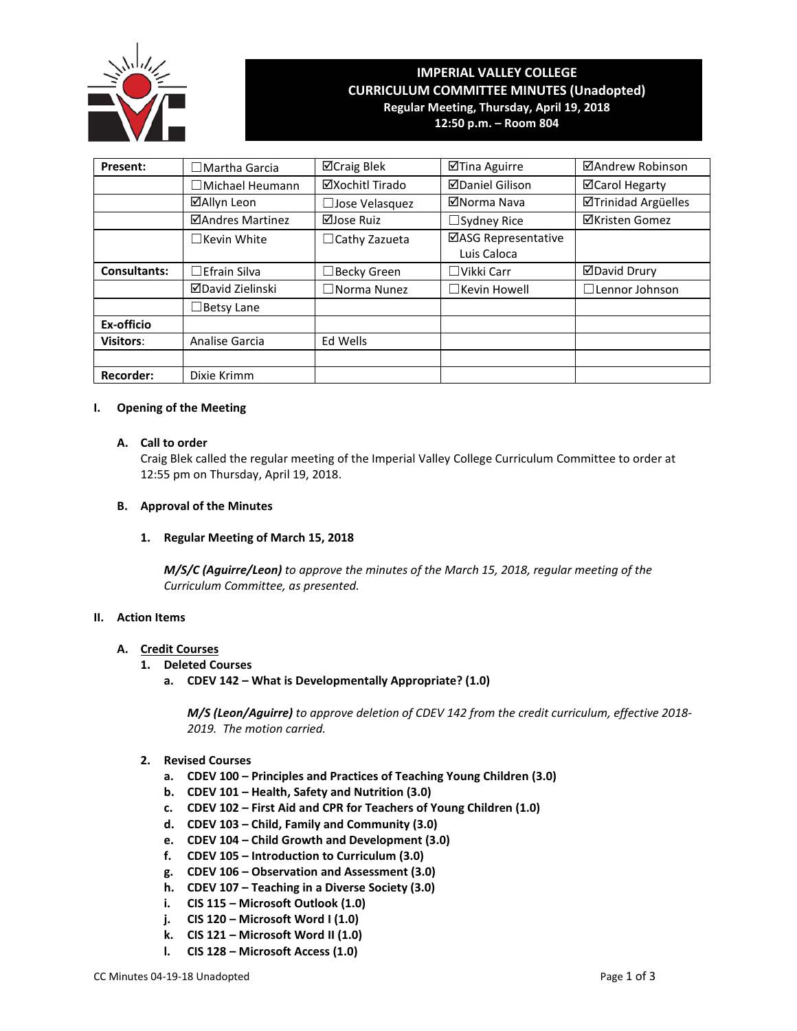# IMPERIAL VALLEY COLLEGE
## CURRICULUM COMMITTEE MINUTES (Unadopted)
**Regular Meeting, Thursday, April 19, 2018**
**12:50 p.m. – Room 804**

| | | | | |
|---|---|---|---|---|
| **Present:** | ☐Martha Garcia | ☑Craig Blek | ☑Tina Aguirre | ☑Andrew Robinson |
| | ☐Michael Heumann | ☑Xochitl Tirado | ☑Daniel Gilison | ☑Carol Hegarty |
| | ☑Allyn Leon | ☐Jose Velasquez | ☑Norma Nava | ☑Trinidad Argüelles |
| | ☑Andres Martinez | ☑Jose Ruiz | ☐Sydney Rice | ☑Kristen Gomez |
| | ☐Kevin White | ☐Cathy Zazueta | ☑ASG Representative Luis Caloca | |
| **Consultants:** | ☐Efrain Silva | ☐Becky Green | ☐Vikki Carr | ☑David Drury |
| | ☑David Zielinski | ☐Norma Nunez | ☐Kevin Howell | ☐Lennor Johnson |
| | ☐Betsy Lane | | | |
| **Ex-officio** | | | | |
| **Visitors:** | Analise Garcia | Ed Wells | | |
| | | | | |
| **Recorder:** | Dixie Krimm | | | |

## I. Opening of the Meeting

### A. Call to order

Craig Blek called the regular meeting of the Imperial Valley College Curriculum Committee to order at 12:55 pm on Thursday, April 19, 2018.

### B. Approval of the Minutes

**1. Regular Meeting of March 15, 2018**

***M/S/C (Aguirre/Leon)*** *to approve the minutes of the March 15, 2018, regular meeting of the Curriculum Committee, as presented.*

## II. Action Items

### A. Credit Courses

**1. Deleted Courses**

**a. CDEV 142 – What is Developmentally Appropriate? (1.0)**

***M/S (Leon/Aguirre)*** *to approve deletion of CDEV 142 from the credit curriculum, effective 2018-2019. The motion carried.*

**2. Revised Courses**

- **a. CDEV 100 – Principles and Practices of Teaching Young Children (3.0)**
- **b. CDEV 101 – Health, Safety and Nutrition (3.0)**
- **c. CDEV 102 – First Aid and CPR for Teachers of Young Children (1.0)**
- **d. CDEV 103 – Child, Family and Community (3.0)**
- **e. CDEV 104 – Child Growth and Development (3.0)**
- **f. CDEV 105 – Introduction to Curriculum (3.0)**
- **g. CDEV 106 – Observation and Assessment (3.0)**
- **h. CDEV 107 – Teaching in a Diverse Society (3.0)**
- **i. CIS 115 – Microsoft Outlook (1.0)**
- **j. CIS 120 – Microsoft Word I (1.0)**
- **k. CIS 121 – Microsoft Word II (1.0)**
- **l. CIS 128 – Microsoft Access (1.0)**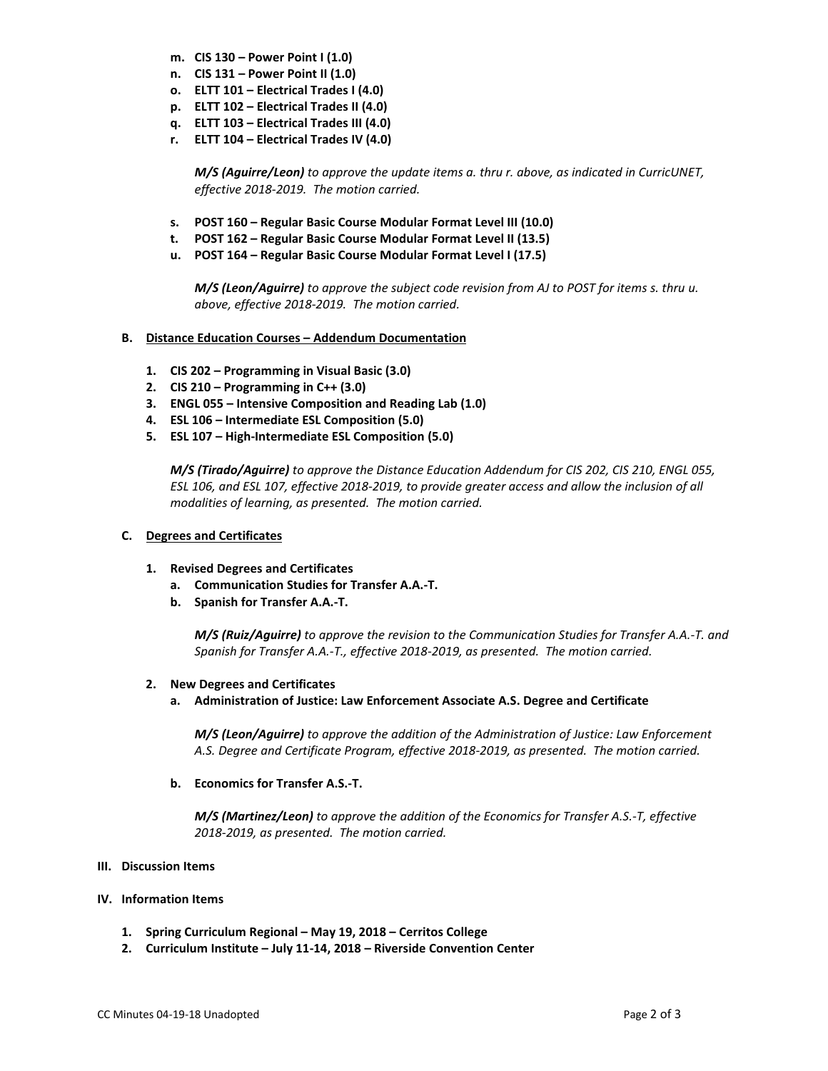m. **CIS 130 – Power Point I (1.0)**
n. **CIS 131 – Power Point II (1.0)**
o. **ELTT 101 – Electrical Trades I (4.0)**
p. **ELTT 102 – Electrical Trades II (4.0)**
q. **ELTT 103 – Electrical Trades III (4.0)**
r. **ELTT 104 – Electrical Trades IV (4.0)**

> ***M/S (Aguirre/Leon)*** *to approve the update items a. thru r. above, as indicated in CurricUNET, effective 2018-2019. The motion carried.*

s. **POST 160 – Regular Basic Course Modular Format Level III (10.0)**
t. **POST 162 – Regular Basic Course Modular Format Level II (13.5)**
u. **POST 164 – Regular Basic Course Modular Format Level I (17.5)**

> ***M/S (Leon/Aguirre)*** *to approve the subject code revision from AJ to POST for items s. thru u. above, effective 2018-2019. The motion carried.*

**B. <u>Distance Education Courses – Addendum Documentation</u>**

1. **CIS 202 – Programming in Visual Basic (3.0)**
2. **CIS 210 – Programming in C++ (3.0)**
3. **ENGL 055 – Intensive Composition and Reading Lab (1.0)**
4. **ESL 106 – Intermediate ESL Composition (5.0)**
5. **ESL 107 – High-Intermediate ESL Composition (5.0)**

> ***M/S (Tirado/Aguirre)*** *to approve the Distance Education Addendum for CIS 202, CIS 210, ENGL 055, ESL 106, and ESL 107, effective 2018-2019, to provide greater access and allow the inclusion of all modalities of learning, as presented. The motion carried.*

**C. <u>Degrees and Certificates</u>**

1. **Revised Degrees and Certificates**
   a. **Communication Studies for Transfer A.A.-T.**
   b. **Spanish for Transfer A.A.-T.**

> ***M/S (Ruiz/Aguirre)*** *to approve the revision to the Communication Studies for Transfer A.A.-T. and Spanish for Transfer A.A.-T., effective 2018-2019, as presented. The motion carried.*

2. **New Degrees and Certificates**
   a. **Administration of Justice: Law Enforcement Associate A.S. Degree and Certificate**

> ***M/S (Leon/Aguirre)*** *to approve the addition of the Administration of Justice: Law Enforcement A.S. Degree and Certificate Program, effective 2018-2019, as presented. The motion carried.*

   b. **Economics for Transfer A.S.-T.**

> ***M/S (Martinez/Leon)*** *to approve the addition of the Economics for Transfer A.S.-T, effective 2018-2019, as presented. The motion carried.*

**III. Discussion Items**

**IV. Information Items**

1. **Spring Curriculum Regional – May 19, 2018 – Cerritos College**
2. **Curriculum Institute – July 11-14, 2018 – Riverside Convention Center**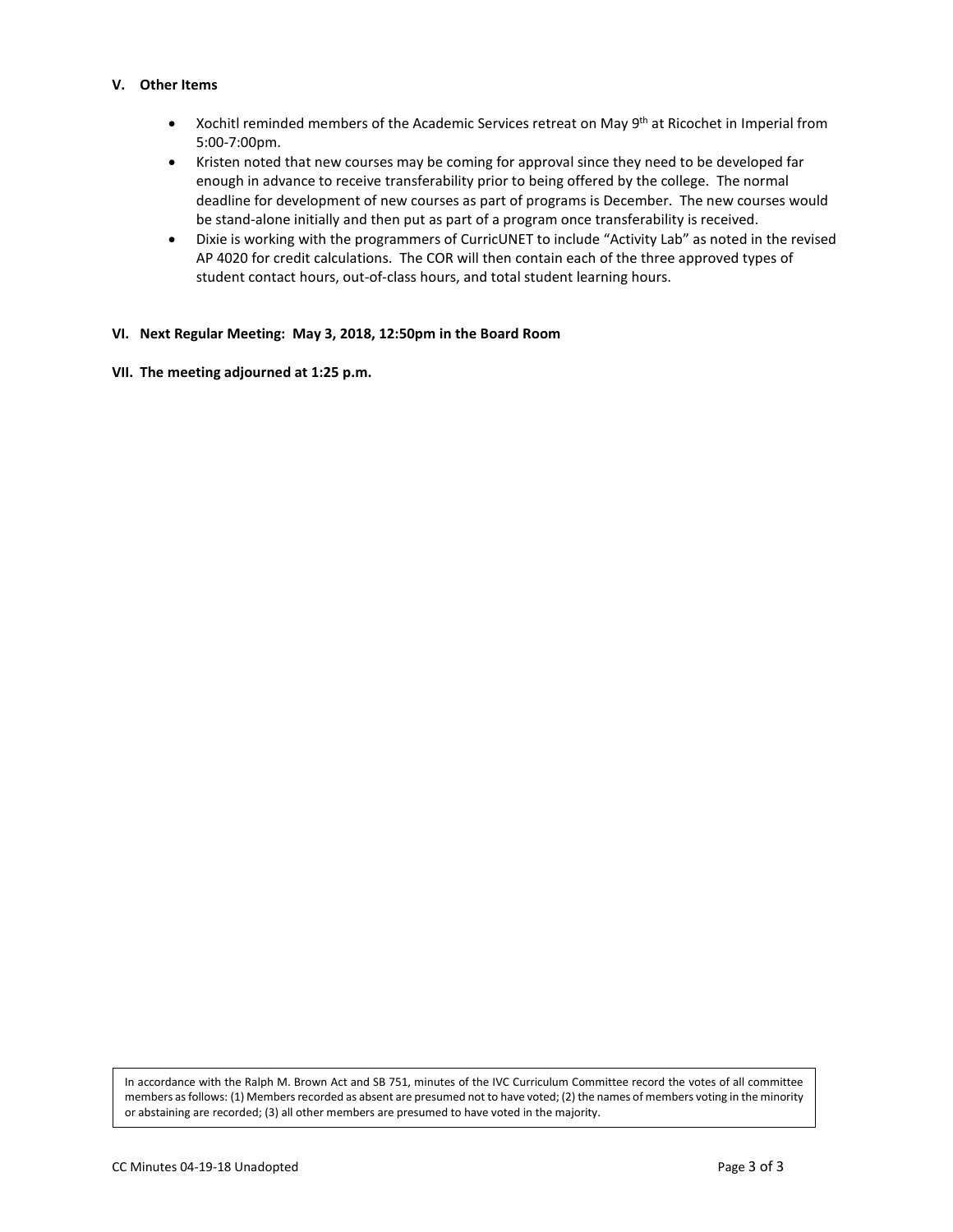## V. Other Items

- Xochitl reminded members of the Academic Services retreat on May 9th at Ricochet in Imperial from 5:00-7:00pm.
- Kristen noted that new courses may be coming for approval since they need to be developed far enough in advance to receive transferability prior to being offered by the college. The normal deadline for development of new courses as part of programs is December. The new courses would be stand-alone initially and then put as part of a program once transferability is received.
- Dixie is working with the programmers of CurricUNET to include "Activity Lab" as noted in the revised AP 4020 for credit calculations. The COR will then contain each of the three approved types of student contact hours, out-of-class hours, and total student learning hours.

## VI. Next Regular Meeting: May 3, 2018, 12:50pm in the Board Room

## VII. The meeting adjourned at 1:25 p.m.

In accordance with the Ralph M. Brown Act and SB 751, minutes of the IVC Curriculum Committee record the votes of all committee members as follows: (1) Members recorded as absent are presumed not to have voted; (2) the names of members voting in the minority or abstaining are recorded; (3) all other members are presumed to have voted in the majority.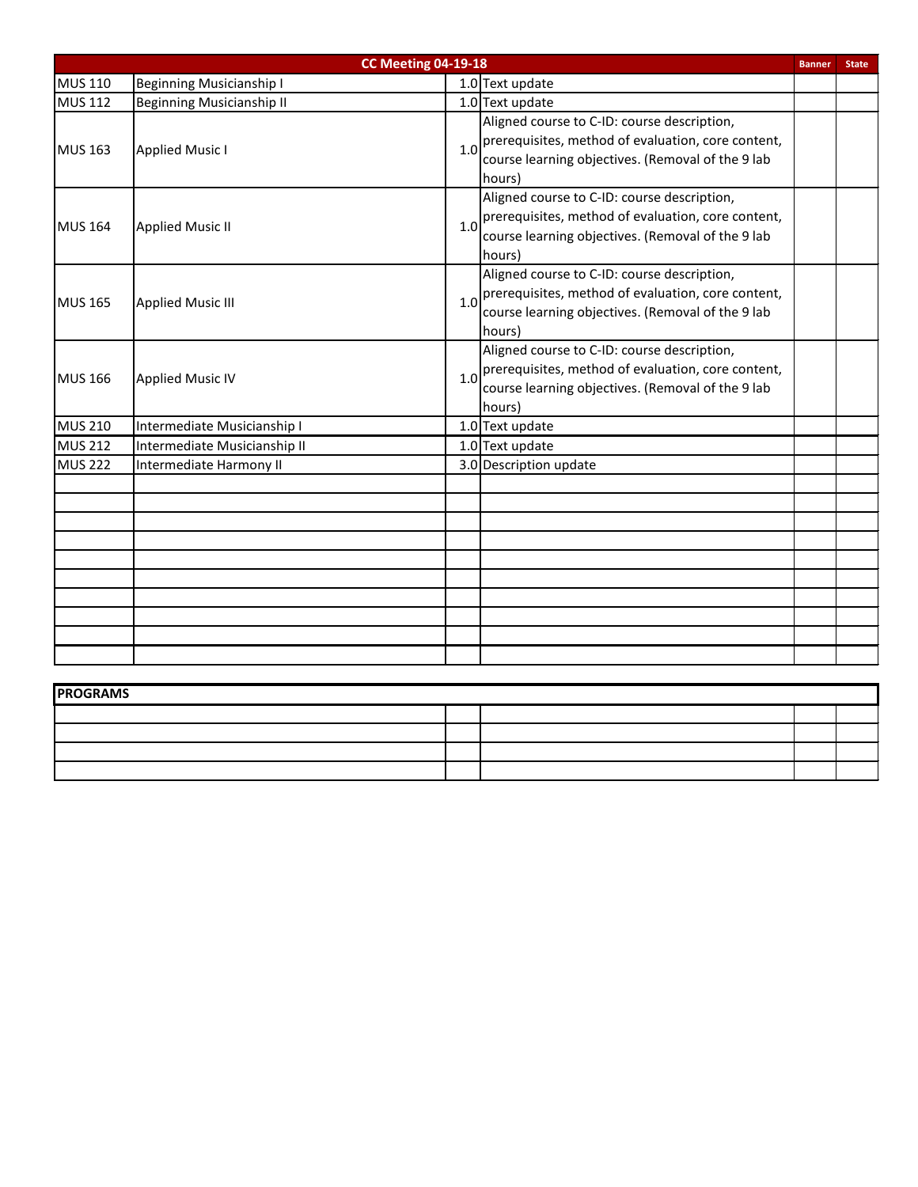| CC Meeting 04-19-18 | | | | Banner | State |
|---|---|---|---|---|---|
| MUS 110 | Beginning Musicianship I | 1.0 | Text update | | |
| MUS 112 | Beginning Musicianship II | 1.0 | Text update | | |
| MUS 163 | Applied Music I | 1.0 | Aligned course to C-ID: course description, prerequisites, method of evaluation, core content, course learning objectives. (Removal of the 9 lab hours) | | |
| MUS 164 | Applied Music II | 1.0 | Aligned course to C-ID: course description, prerequisites, method of evaluation, core content, course learning objectives. (Removal of the 9 lab hours) | | |
| MUS 165 | Applied Music III | 1.0 | Aligned course to C-ID: course description, prerequisites, method of evaluation, core content, course learning objectives. (Removal of the 9 lab hours) | | |
| MUS 166 | Applied Music IV | 1.0 | Aligned course to C-ID: course description, prerequisites, method of evaluation, core content, course learning objectives. (Removal of the 9 lab hours) | | |
| MUS 210 | Intermediate Musicianship I | 1.0 | Text update | | |
| MUS 212 | Intermediate Musicianship II | 1.0 | Text update | | |
| MUS 222 | Intermediate Harmony II | 3.0 | Description update | | |

| PROGRAMS | | | | |
|---|---|---|---|---|
| | | | | |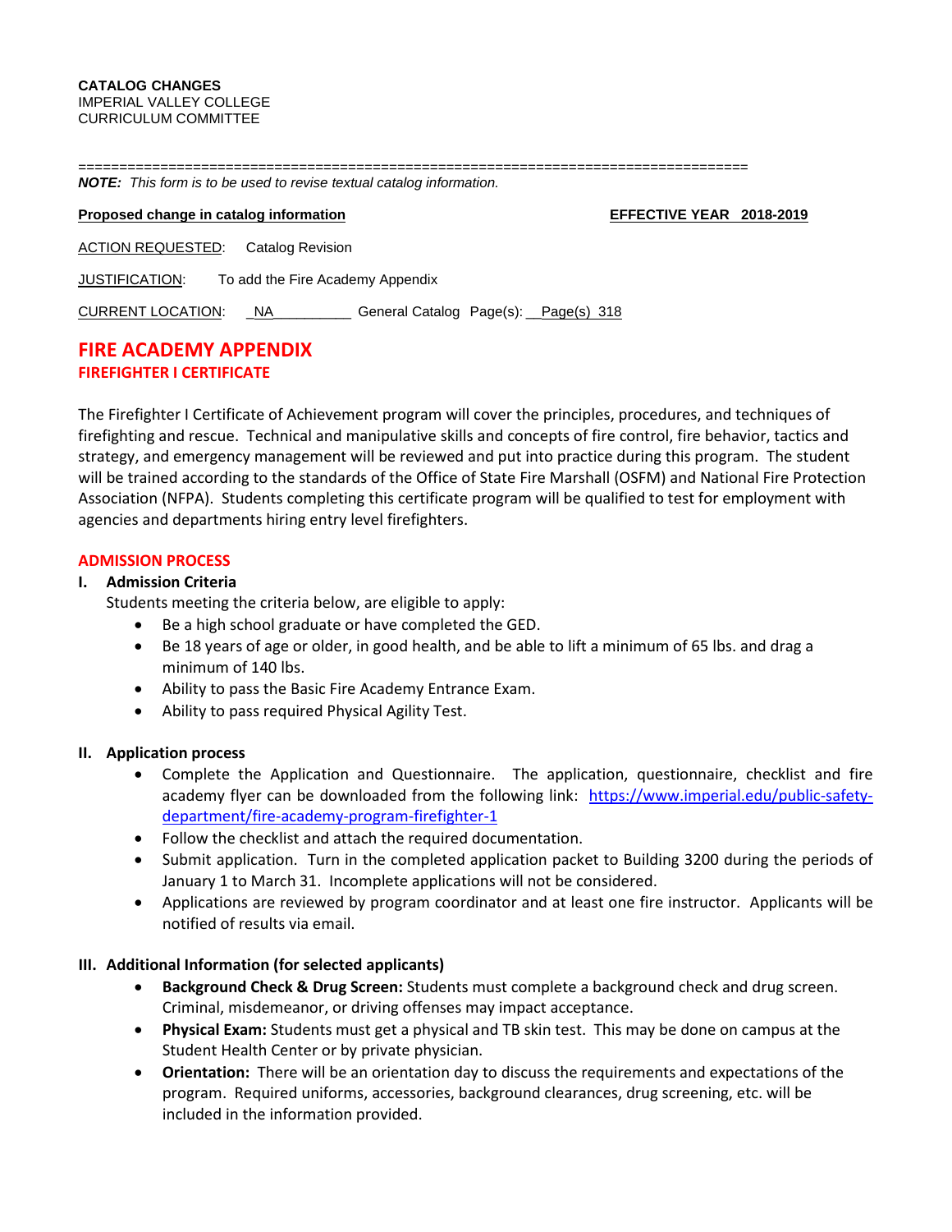**CATALOG CHANGES**
IMPERIAL VALLEY COLLEGE
CURRICULUM COMMITTEE

=====================================================================================
***NOTE:*** *This form is to be used to revise textual catalog information.*

**Proposed change in catalog information** **EFFECTIVE YEAR 2018-2019**

ACTION REQUESTED: Catalog Revision

JUSTIFICATION: To add the Fire Academy Appendix

CURRENT LOCATION: _NA__________ General Catalog Page(s): __Page(s) 318

# FIRE ACADEMY APPENDIX

## FIREFIGHTER I CERTIFICATE

The Firefighter I Certificate of Achievement program will cover the principles, procedures, and techniques of firefighting and rescue. Technical and manipulative skills and concepts of fire control, fire behavior, tactics and strategy, and emergency management will be reviewed and put into practice during this program. The student will be trained according to the standards of the Office of State Fire Marshall (OSFM) and National Fire Protection Association (NFPA). Students completing this certificate program will be qualified to test for employment with agencies and departments hiring entry level firefighters.

### ADMISSION PROCESS

**I. Admission Criteria**

Students meeting the criteria below, are eligible to apply:

- Be a high school graduate or have completed the GED.
- Be 18 years of age or older, in good health, and be able to lift a minimum of 65 lbs. and drag a minimum of 140 lbs.
- Ability to pass the Basic Fire Academy Entrance Exam.
- Ability to pass required Physical Agility Test.

**II. Application process**

- Complete the Application and Questionnaire. The application, questionnaire, checklist and fire academy flyer can be downloaded from the following link: https://www.imperial.edu/public-safety-department/fire-academy-program-firefighter-1
- Follow the checklist and attach the required documentation.
- Submit application. Turn in the completed application packet to Building 3200 during the periods of January 1 to March 31. Incomplete applications will not be considered.
- Applications are reviewed by program coordinator and at least one fire instructor. Applicants will be notified of results via email.

**III. Additional Information (for selected applicants)**

- **Background Check & Drug Screen:** Students must complete a background check and drug screen. Criminal, misdemeanor, or driving offenses may impact acceptance.
- **Physical Exam:** Students must get a physical and TB skin test. This may be done on campus at the Student Health Center or by private physician.
- **Orientation:** There will be an orientation day to discuss the requirements and expectations of the program. Required uniforms, accessories, background clearances, drug screening, etc. will be included in the information provided.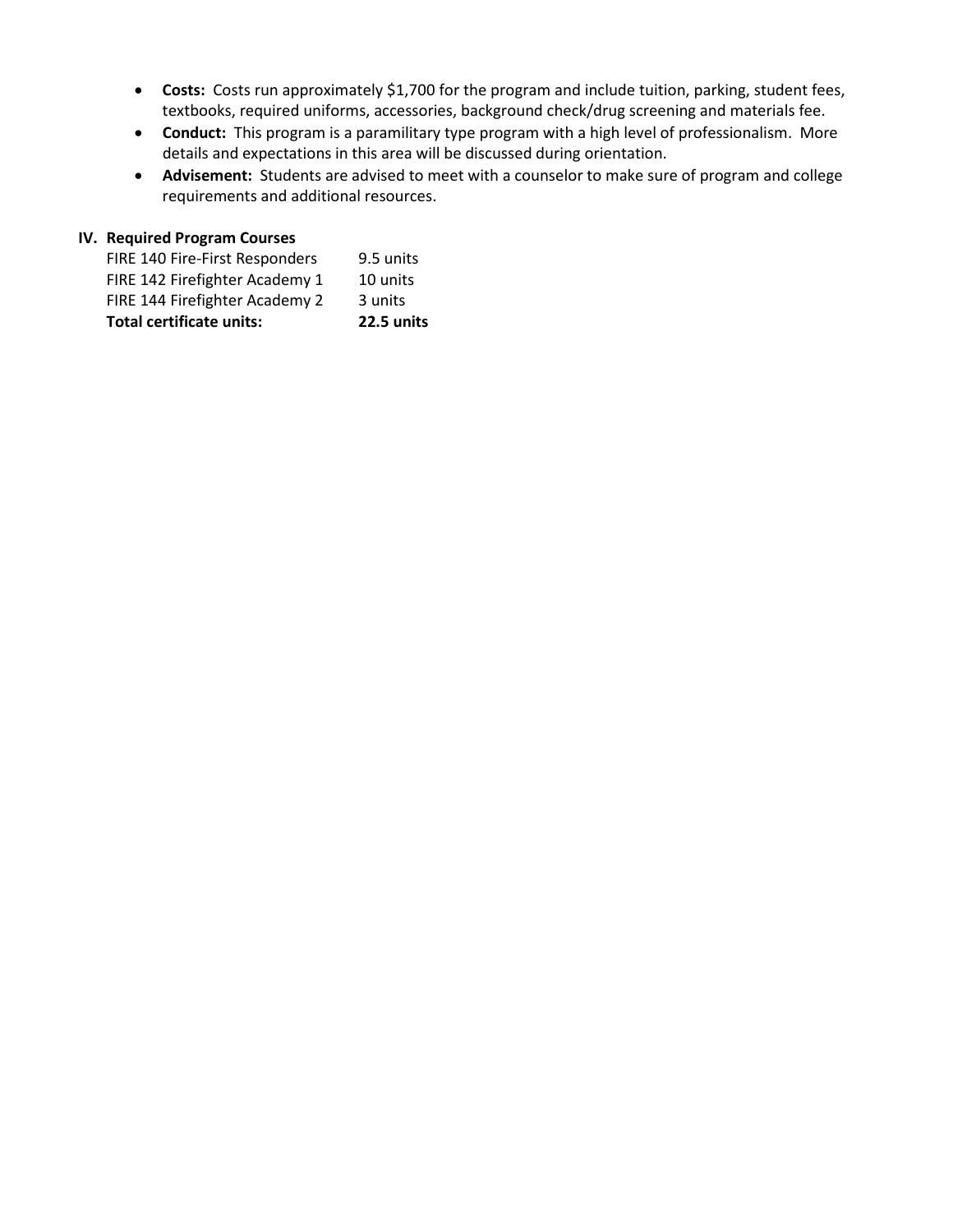- **Costs:** Costs run approximately $1,700 for the program and include tuition, parking, student fees, textbooks, required uniforms, accessories, background check/drug screening and materials fee.
- **Conduct:** This program is a paramilitary type program with a high level of professionalism. More details and expectations in this area will be discussed during orientation.
- **Advisement:** Students are advised to meet with a counselor to make sure of program and college requirements and additional resources.

## IV. Required Program Courses

| | |
|---|---|
| FIRE 140 Fire-First Responders | 9.5 units |
| FIRE 142 Firefighter Academy 1 | 10 units |
| FIRE 144 Firefighter Academy 2 | 3 units |
| **Total certificate units:** | **22.5 units** |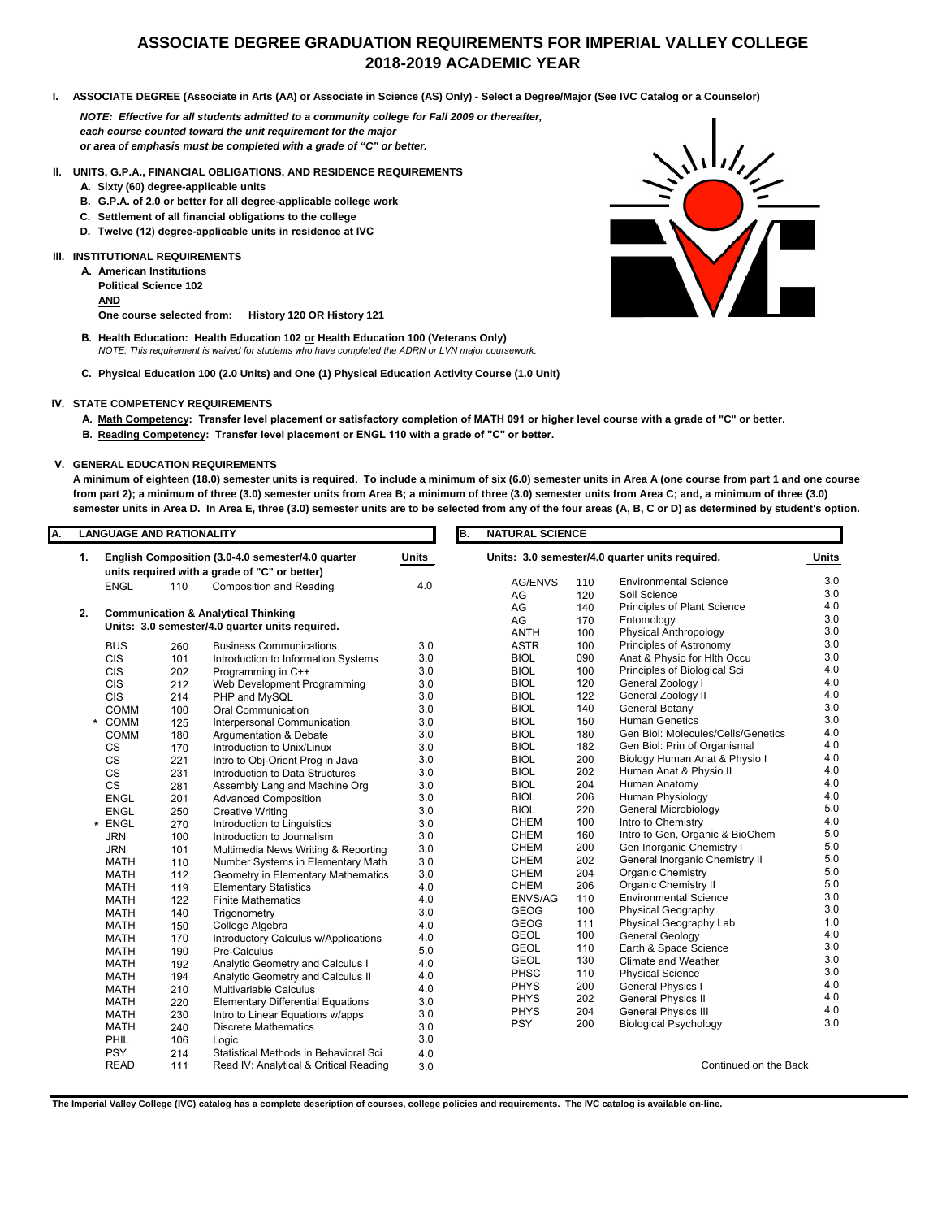# ASSOCIATE DEGREE GRADUATION REQUIREMENTS FOR IMPERIAL VALLEY COLLEGE 2018-2019 ACADEMIC YEAR

**I. ASSOCIATE DEGREE (Associate in Arts (AA) or Associate in Science (AS) Only) - Select a Degree/Major (See IVC Catalog or a Counselor)**

***NOTE: Effective for all students admitted to a community college for Fall 2009 or thereafter, each course counted toward the unit requirement for the major or area of emphasis must be completed with a grade of "C" or better.***

**II. UNITS, G.P.A., FINANCIAL OBLIGATIONS, AND RESIDENCE REQUIREMENTS**

- **A. Sixty (60) degree-applicable units**
- **B. G.P.A. of 2.0 or better for all degree-applicable college work**
- **C. Settlement of all financial obligations to the college**
- **D. Twelve (12) degree-applicable units in residence at IVC**

**III. INSTITUTIONAL REQUIREMENTS**

- **A. American Institutions**
  **Political Science 102**
  **AND**
  **One course selected from: History 120 OR History 121**
- **B. Health Education: Health Education 102 or Health Education 100 (Veterans Only)**
  *NOTE: This requirement is waived for students who have completed the ADRN or LVN major coursework.*
- **C. Physical Education 100 (2.0 Units) and One (1) Physical Education Activity Course (1.0 Unit)**

**IV. STATE COMPETENCY REQUIREMENTS**

- **A. Math Competency: Transfer level placement or satisfactory completion of MATH 091 or higher level course with a grade of "C" or better.**
- **B. Reading Competency: Transfer level placement or ENGL 110 with a grade of "C" or better.**

**V. GENERAL EDUCATION REQUIREMENTS**

**A minimum of eighteen (18.0) semester units is required. To include a minimum of six (6.0) semester units in Area A (one course from part 1 and one course from part 2); a minimum of three (3.0) semester units from Area B; a minimum of three (3.0) semester units from Area C; and, a minimum of three (3.0) semester units in Area D. In Area E, three (3.0) semester units are to be selected from any of the four areas (A, B, C or D) as determined by student's option.**

## A. LANGUAGE AND RATIONALITY

**1. English Composition (3.0-4.0 semester/4.0 quarter units required with a grade of "C" or better)**

| | | | Units |
|---|---|---|---|
| ENGL | 110 | Composition and Reading | 4.0 |

**2. Communication & Analytical Thinking**
**Units: 3.0 semester/4.0 quarter units required.**

| | | | Units |
|---|---|---|---|
| BUS | 260 | Business Communications | 3.0 |
| CIS | 101 | Introduction to Information Systems | 3.0 |
| CIS | 202 | Programming in C++ | 3.0 |
| CIS | 212 | Web Development Programming | 3.0 |
| CIS | 214 | PHP and MySQL | 3.0 |
| COMM | 100 | Oral Communication | 3.0 |
| * COMM | 125 | Interpersonal Communication | 3.0 |
| COMM | 180 | Argumentation & Debate | 3.0 |
| CS | 170 | Introduction to Unix/Linux | 3.0 |
| CS | 221 | Intro to Obj-Orient Prog in Java | 3.0 |
| CS | 231 | Introduction to Data Structures | 3.0 |
| CS | 281 | Assembly Lang and Machine Org | 3.0 |
| ENGL | 201 | Advanced Composition | 3.0 |
| ENGL | 250 | Creative Writing | 3.0 |
| * ENGL | 270 | Introduction to Linguistics | 3.0 |
| JRN | 100 | Introduction to Journalism | 3.0 |
| JRN | 101 | Multimedia News Writing & Reporting | 3.0 |
| MATH | 110 | Number Systems in Elementary Math | 3.0 |
| MATH | 112 | Geometry in Elementary Mathematics | 3.0 |
| MATH | 119 | Elementary Statistics | 4.0 |
| MATH | 122 | Finite Mathematics | 4.0 |
| MATH | 140 | Trigonometry | 3.0 |
| MATH | 150 | College Algebra | 4.0 |
| MATH | 170 | Introductory Calculus w/Applications | 4.0 |
| MATH | 190 | Pre-Calculus | 5.0 |
| MATH | 192 | Analytic Geometry and Calculus I | 4.0 |
| MATH | 194 | Analytic Geometry and Calculus II | 4.0 |
| MATH | 210 | Multivariable Calculus | 4.0 |
| MATH | 220 | Elementary Differential Equations | 3.0 |
| MATH | 230 | Intro to Linear Equations w/apps | 3.0 |
| MATH | 240 | Discrete Mathematics | 3.0 |
| PHIL | 106 | Logic | 3.0 |
| PSY | 214 | Statistical Methods in Behavioral Sci | 4.0 |
| READ | 111 | Read IV: Analytical & Critical Reading | 3.0 |

## B. NATURAL SCIENCE

**Units: 3.0 semester/4.0 quarter units required.**

| | | | Units |
|---|---|---|---|
| AG/ENVS | 110 | Environmental Science | 3.0 |
| AG | 120 | Soil Science | 3.0 |
| AG | 140 | Principles of Plant Science | 4.0 |
| AG | 170 | Entomology | 3.0 |
| ANTH | 100 | Physical Anthropology | 3.0 |
| ASTR | 100 | Principles of Astronomy | 3.0 |
| BIOL | 090 | Anat & Physio for Hlth Occu | 3.0 |
| BIOL | 100 | Principles of Biological Sci | 4.0 |
| BIOL | 120 | General Zoology I | 4.0 |
| BIOL | 122 | General Zoology II | 4.0 |
| BIOL | 140 | General Botany | 3.0 |
| BIOL | 150 | Human Genetics | 3.0 |
| BIOL | 180 | Gen Biol: Molecules/Cells/Genetics | 4.0 |
| BIOL | 182 | Gen Biol: Prin of Organismal | 4.0 |
| BIOL | 200 | Biology Human Anat & Physio I | 4.0 |
| BIOL | 202 | Human Anat & Physio II | 4.0 |
| BIOL | 204 | Human Anatomy | 4.0 |
| BIOL | 206 | Human Physiology | 4.0 |
| BIOL | 220 | General Microbiology | 5.0 |
| CHEM | 100 | Intro to Chemistry | 4.0 |
| CHEM | 160 | Intro to Gen, Organic & BioChem | 5.0 |
| CHEM | 200 | Gen Inorganic Chemistry I | 5.0 |
| CHEM | 202 | General Inorganic Chemistry II | 5.0 |
| CHEM | 204 | Organic Chemistry | 5.0 |
| CHEM | 206 | Organic Chemistry II | 5.0 |
| ENVS/AG | 110 | Environmental Science | 3.0 |
| GEOG | 100 | Physical Geography | 3.0 |
| GEOG | 111 | Physical Geography Lab | 1.0 |
| GEOL | 100 | General Geology | 4.0 |
| GEOL | 110 | Earth & Space Science | 3.0 |
| GEOL | 130 | Climate and Weather | 3.0 |
| PHSC | 110 | Physical Science | 3.0 |
| PHYS | 200 | General Physics I | 4.0 |
| PHYS | 202 | General Physics II | 4.0 |
| PHYS | 204 | General Physics III | 4.0 |
| PSY | 200 | Biological Psychology | 3.0 |

Continued on the Back

**The Imperial Valley College (IVC) catalog has a complete description of courses, college policies and requirements. The IVC catalog is available on-line.**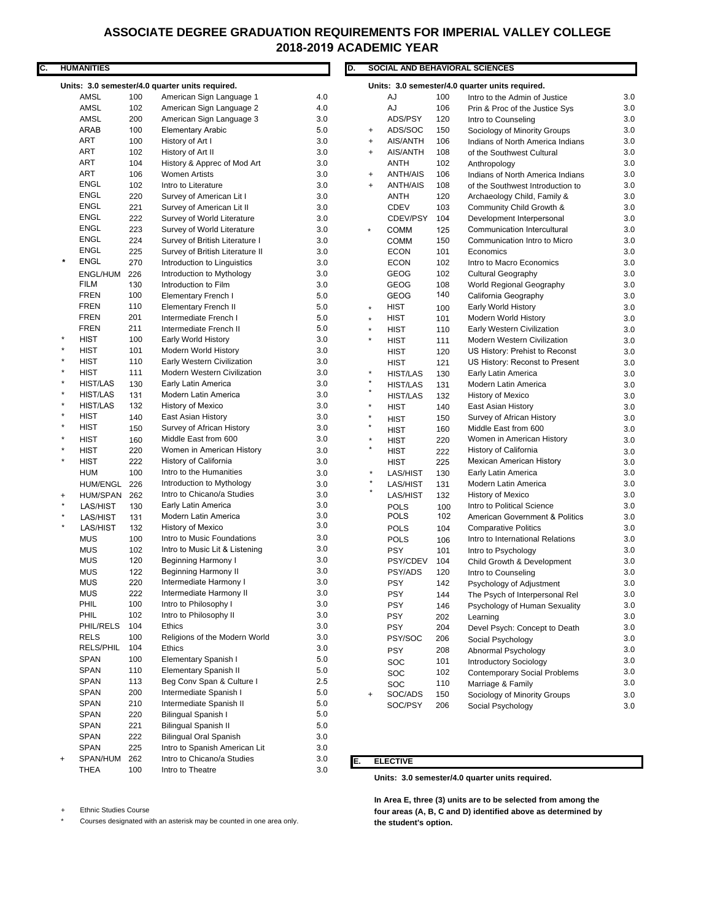# ASSOCIATE DEGREE GRADUATION REQUIREMENTS FOR IMPERIAL VALLEY COLLEGE
# 2018-2019 ACADEMIC YEAR

## C. HUMANITIES

**Units: 3.0 semester/4.0 quarter units required.**

| | | | | |
|---|---|---|---|---|
| | AMSL | 100 | American Sign Language 1 | 4.0 |
| | AMSL | 102 | American Sign Language 2 | 4.0 |
| | AMSL | 200 | American Sign Language 3 | 3.0 |
| | ARAB | 100 | Elementary Arabic | 5.0 |
| | ART | 100 | History of Art I | 3.0 |
| | ART | 102 | History of Art II | 3.0 |
| | ART | 104 | History & Apprec of Mod Art | 3.0 |
| | ART | 106 | Women Artists | 3.0 |
| | ENGL | 102 | Intro to Literature | 3.0 |
| | ENGL | 220 | Survey of American Lit I | 3.0 |
| | ENGL | 221 | Survey of American Lit II | 3.0 |
| | ENGL | 222 | Survey of World Literature | 3.0 |
| | ENGL | 223 | Survey of World Literature | 3.0 |
| | ENGL | 224 | Survey of British Literature I | 3.0 |
| | ENGL | 225 | Survey of British Literature II | 3.0 |
| * | ENGL | 270 | Introduction to Linguistics | 3.0 |
| | ENGL/HUM | 226 | Introduction to Mythology | 3.0 |
| | FILM | 130 | Introduction to Film | 3.0 |
| | FREN | 100 | Elementary French I | 5.0 |
| | FREN | 110 | Elementary French II | 5.0 |
| | FREN | 201 | Intermediate French I | 5.0 |
| | FREN | 211 | Intermediate French II | 5.0 |
| * | HIST | 100 | Early World History | 3.0 |
| * | HIST | 101 | Modern World History | 3.0 |
| * | HIST | 110 | Early Western Civilization | 3.0 |
| * | HIST | 111 | Modern Western Civilization | 3.0 |
| * | HIST/LAS | 130 | Early Latin America | 3.0 |
| * | HIST/LAS | 131 | Modern Latin America | 3.0 |
| * | HIST/LAS | 132 | History of Mexico | 3.0 |
| * | HIST | 140 | East Asian History | 3.0 |
| * | HIST | 150 | Survey of African History | 3.0 |
| * | HIST | 160 | Middle East from 600 | 3.0 |
| * | HIST | 220 | Women in American History | 3.0 |
| * | HIST | 222 | History of California | 3.0 |
| | HUM | 100 | Intro to the Humanities | 3.0 |
| | HUM/ENGL | 226 | Introduction to Mythology | 3.0 |
| + | HUM/SPAN | 262 | Intro to Chicano/a Studies | 3.0 |
| * | LAS/HIST | 130 | Early Latin America | 3.0 |
| * | LAS/HIST | 131 | Modern Latin America | 3.0 |
| * | LAS/HIST | 132 | History of Mexico | 3.0 |
| | MUS | 100 | Intro to Music Foundations | 3.0 |
| | MUS | 102 | Intro to Music Lit & Listening | 3.0 |
| | MUS | 120 | Beginning Harmony I | 3.0 |
| | MUS | 122 | Beginning Harmony II | 3.0 |
| | MUS | 220 | Intermediate Harmony I | 3.0 |
| | MUS | 222 | Intermediate Harmony II | 3.0 |
| | PHIL | 100 | Intro to Philosophy I | 3.0 |
| | PHIL | 102 | Intro to Philosophy II | 3.0 |
| | PHIL/RELS | 104 | Ethics | 3.0 |
| | RELS | 100 | Religions of the Modern World | 3.0 |
| | RELS/PHIL | 104 | Ethics | 3.0 |
| | SPAN | 100 | Elementary Spanish I | 5.0 |
| | SPAN | 110 | Elementary Spanish II | 5.0 |
| | SPAN | 113 | Beg Conv Span & Culture I | 2.5 |
| | SPAN | 200 | Intermediate Spanish I | 5.0 |
| | SPAN | 210 | Intermediate Spanish II | 5.0 |
| | SPAN | 220 | Bilingual Spanish I | 5.0 |
| | SPAN | 221 | Bilingual Spanish II | 5.0 |
| | SPAN | 222 | Bilingual Oral Spanish | 3.0 |
| | SPAN | 225 | Intro to Spanish American Lit | 3.0 |
| + | SPAN/HUM | 262 | Intro to Chicano/a Studies | 3.0 |
| | THEA | 100 | Intro to Theatre | 3.0 |

## D. SOCIAL AND BEHAVIORAL SCIENCES

**Units: 3.0 semester/4.0 quarter units required.**

| | | | | |
|---|---|---|---|---|
| | AJ | 100 | Intro to the Admin of Justice | 3.0 |
| | AJ | 106 | Prin & Proc of the Justice Sys | 3.0 |
| | ADS/PSY | 120 | Intro to Counseling | 3.0 |
| + | ADS/SOC | 150 | Sociology of Minority Groups | 3.0 |
| + | AIS/ANTH | 106 | Indians of North America Indians | 3.0 |
| + | AIS/ANTH | 108 | of the Southwest Cultural | 3.0 |
| | ANTH | 102 | Anthropology | 3.0 |
| + | ANTH/AIS | 106 | Indians of North America Indians | 3.0 |
| + | ANTH/AIS | 108 | of the Southwest Introduction to | 3.0 |
| | ANTH | 120 | Archaeology Child, Family & | 3.0 |
| | CDEV | 103 | Community Child Growth & | 3.0 |
| | CDEV/PSY | 104 | Development Interpersonal | 3.0 |
| * | COMM | 125 | Communication Intercultural | 3.0 |
| | COMM | 150 | Communication Intro to Micro | 3.0 |
| | ECON | 101 | Economics | 3.0 |
| | ECON | 102 | Intro to Macro Economics | 3.0 |
| | GEOG | 102 | Cultural Geography | 3.0 |
| | GEOG | 108 | World Regional Geography | 3.0 |
| | GEOG | 140 | California Geography | 3.0 |
| * | HIST | 100 | Early World History | 3.0 |
| * | HIST | 101 | Modern World History | 3.0 |
| * | HIST | 110 | Early Western Civilization | 3.0 |
| * | HIST | 111 | Modern Western Civilization | 3.0 |
| | HIST | 120 | US History: Prehist to Reconst | 3.0 |
| | HIST | 121 | US History: Reconst to Present | 3.0 |
| * | HIST/LAS | 130 | Early Latin America | 3.0 |
| * | HIST/LAS | 131 | Modern Latin America | 3.0 |
| * | HIST/LAS | 132 | History of Mexico | 3.0 |
| * | HIST | 140 | East Asian History | 3.0 |
| * | HIST | 150 | Survey of African History | 3.0 |
| * | HIST | 160 | Middle East from 600 | 3.0 |
| * | HIST | 220 | Women in American History | 3.0 |
| * | HIST | 222 | History of California | 3.0 |
| | HIST | 225 | Mexican American History | 3.0 |
| * | LAS/HIST | 130 | Early Latin America | 3.0 |
| * | LAS/HIST | 131 | Modern Latin America | 3.0 |
| * | LAS/HIST | 132 | History of Mexico | 3.0 |
| | POLS | 100 | Intro to Political Science | 3.0 |
| | POLS | 102 | American Government & Politics | 3.0 |
| | POLS | 104 | Comparative Politics | 3.0 |
| | POLS | 106 | Intro to International Relations | 3.0 |
| | PSY | 101 | Intro to Psychology | 3.0 |
| | PSY/CDEV | 104 | Child Growth & Development | 3.0 |
| | PSY/ADS | 120 | Intro to Counseling | 3.0 |
| | PSY | 142 | Psychology of Adjustment | 3.0 |
| | PSY | 144 | The Psych of Interpersonal Rel | 3.0 |
| | PSY | 146 | Psychology of Human Sexuality | 3.0 |
| | PSY | 202 | Learning | 3.0 |
| | PSY | 204 | Devel Psych: Concept to Death | 3.0 |
| | PSY/SOC | 206 | Social Psychology | 3.0 |
| | PSY | 208 | Abnormal Psychology | 3.0 |
| | SOC | 101 | Introductory Sociology | 3.0 |
| | SOC | 102 | Contemporary Social Problems | 3.0 |
| | SOC | 110 | Marriage & Family | 3.0 |
| + | SOC/ADS | 150 | Sociology of Minority Groups | 3.0 |
| | SOC/PSY | 206 | Social Psychology | 3.0 |

## E. ELECTIVE

**Units: 3.0 semester/4.0 quarter units required.**

**In Area E, three (3) units are to be selected from among the four areas (A, B, C and D) identified above as determined by the student's option.**

+ Ethnic Studies Course

* Courses designated with an asterisk may be counted in one area only.